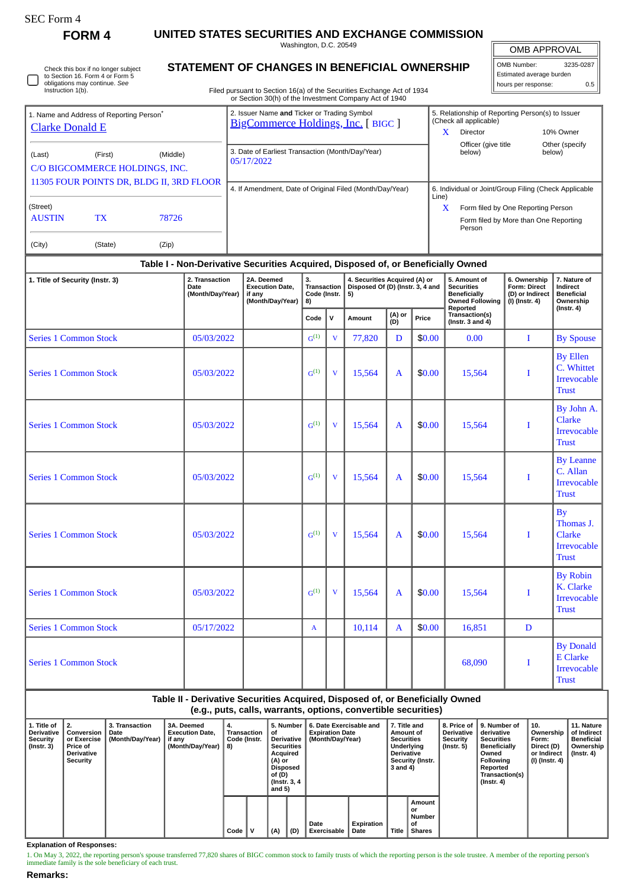SEC Form 4

**FORM 4**

# UNITED STATES SECURITIES AND EXCHANGE COMMISSION

Washington, D.C. 20549

## STATEMENT OF CHANGES IN BENEFICIAL OWNERSHIP

Filed pursuant to Section 16(a) of the Securities Exchange Act of 1934 or Section 30(h) of the Investment Company Act of 1940

| OMB APPROVAL | |
|---|---|
| OMB Number: | 3235-0287 |
| Estimated average burden | |
| hours per response: | 0.5 |

☐ Check this box if no longer subject to Section 16. Form 4 or Form 5 obligations may continue. *See* Instruction 1(b).

| 1. Name and Address of Reporting Person* | 2. Issuer Name **and** Ticker or Trading Symbol | 5. Relationship of Reporting Person(s) to Issuer (Check all applicable) |
|---|---|---|
| Clarke Donald E | BigCommerce Holdings, Inc. [ BIGC ] | X Director; 10% Owner; Officer (give title below); Other (specify below) |
| (Last) (First) (Middle) C/O BIGCOMMERCE HOLDINGS, INC. 11305 FOUR POINTS DR, BLDG II, 3RD FLOOR | 3. Date of Earliest Transaction (Month/Day/Year) 05/17/2022 | |
| (Street) AUSTIN TX 78726 | 4. If Amendment, Date of Original Filed (Month/Day/Year) | 6. Individual or Joint/Group Filing (Check Applicable Line) X Form filed by One Reporting Person; Form filed by More than One Reporting Person |
| (City) (State) (Zip) | | |

### Table I - Non-Derivative Securities Acquired, Disposed of, or Beneficially Owned

| 1. Title of Security (Instr. 3) | 2. Transaction Date (Month/Day/Year) | 2A. Deemed Execution Date, if any (Month/Day/Year) | 3. Transaction Code (Instr. 8) | | 4. Securities Acquired (A) or Disposed Of (D) (Instr. 3, 4 and 5) | | | 5. Amount of Securities Beneficially Owned Following Reported Transaction(s) (Instr. 3 and 4) | 6. Ownership Form: Direct (D) or Indirect (I) (Instr. 4) | 7. Nature of Indirect Beneficial Ownership (Instr. 4) |
|---|---|---|---|---|---|---|---|---|---|---|
| | | | Code | V | Amount | (A) or (D) | Price | | | |
| Series 1 Common Stock | 05/03/2022 | | G[(1)] | V | 77,820 | D | $0.00 | 0.00 | I | By Spouse |
| Series 1 Common Stock | 05/03/2022 | | G[(1)] | V | 15,564 | A | $0.00 | 15,564 | I | By Ellen C. Whittet Irrevocable Trust |
| Series 1 Common Stock | 05/03/2022 | | G[(1)] | V | 15,564 | A | $0.00 | 15,564 | I | By John A. Clarke Irrevocable Trust |
| Series 1 Common Stock | 05/03/2022 | | G[(1)] | V | 15,564 | A | $0.00 | 15,564 | I | By Leanne C. Allan Irrevocable Trust |
| Series 1 Common Stock | 05/03/2022 | | G[(1)] | V | 15,564 | A | $0.00 | 15,564 | I | By Thomas J. Clarke Irrevocable Trust |
| Series 1 Common Stock | 05/03/2022 | | G[(1)] | V | 15,564 | A | $0.00 | 15,564 | I | By Robin K. Clarke Irrevocable Trust |
| Series 1 Common Stock | 05/17/2022 | | A | | 10,114 | A | $0.00 | 16,851 | D | |
| Series 1 Common Stock | | | | | | | | 68,090 | I | By Donald E Clarke Irrevocable Trust |

### Table II - Derivative Securities Acquired, Disposed of, or Beneficially Owned (e.g., puts, calls, warrants, options, convertible securities)

| 1. Title of Derivative Security (Instr. 3) | 2. Conversion or Exercise Price of Derivative Security | 3. Transaction Date (Month/Day/Year) | 3A. Deemed Execution Date, if any (Month/Day/Year) | 4. Transaction Code (Instr. 8) | | 5. Number of Derivative Securities Acquired (A) or Disposed of (D) (Instr. 3, 4 and 5) | | 6. Date Exercisable and Expiration Date (Month/Day/Year) | | 7. Title and Amount of Securities Underlying Derivative Security (Instr. 3 and 4) | | 8. Price of Derivative Security (Instr. 5) | 9. Number of derivative Securities Beneficially Owned Following Reported Transaction(s) (Instr. 4) | 10. Ownership Form: Direct (D) or Indirect (I) (Instr. 4) | 11. Nature of Indirect Beneficial Ownership (Instr. 4) |
|---|---|---|---|---|---|---|---|---|---|---|---|---|---|---|---|
| | | | | Code | V | (A) | (D) | Date Exercisable | Expiration Date | Title | Amount or Number of Shares | | | | |

**Explanation of Responses:**

1. On May 3, 2022, the reporting person's spouse transferred 77,820 shares of BIGC common stock to family trusts of which the reporting person is the sole trustee. A member of the reporting person's immediate family is the sole beneficiary of each trust.

**Remarks:**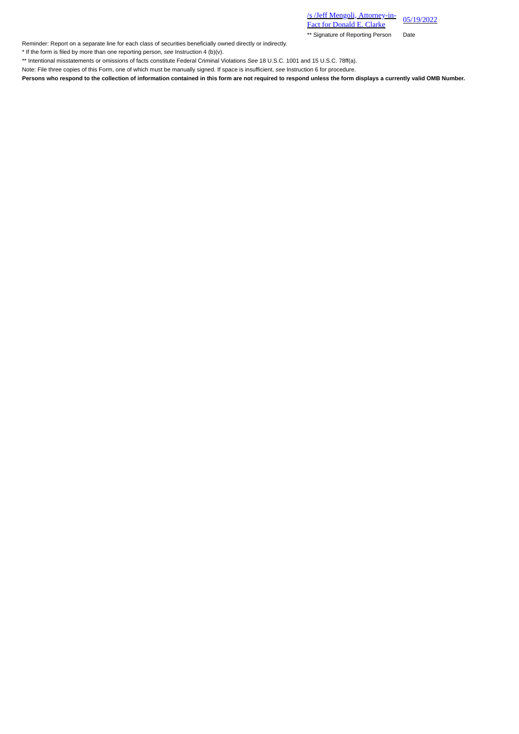| | |
|---|---|
| /s /Jeff Mengoli, Attorney-in-Fact for Donald E. Clarke | 05/19/2022 |
| ** Signature of Reporting Person | Date |

Reminder: Report on a separate line for each class of securities beneficially owned directly or indirectly.

* If the form is filed by more than one reporting person, *see* Instruction 4 (b)(v).

** Intentional misstatements or omissions of facts constitute Federal Criminal Violations *See* 18 U.S.C. 1001 and 15 U.S.C. 78ff(a).

Note: File three copies of this Form, one of which must be manually signed. If space is insufficient, *see* Instruction 6 for procedure.

**Persons who respond to the collection of information contained in this form are not required to respond unless the form displays a currently valid OMB Number.**